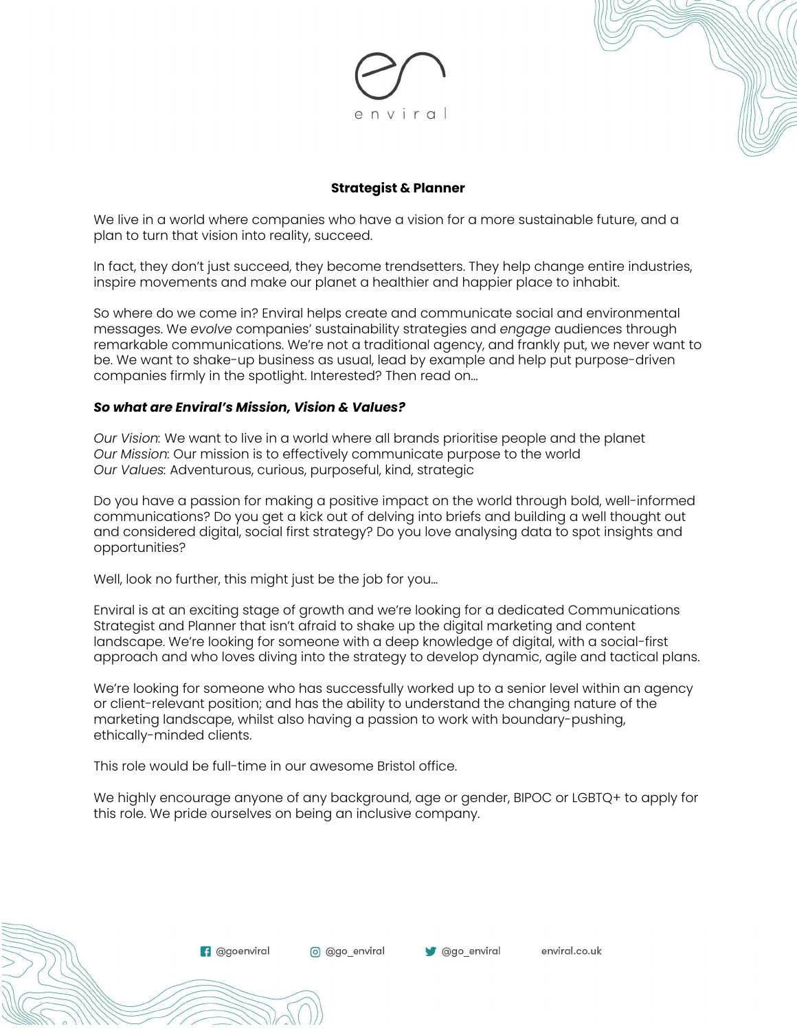enviral

# Strategist & Planner

We live in a world where companies who have a vision for a more sustainable future, and a plan to turn that vision into reality, succeed.

In fact, they don't just succeed, they become trendsetters. They help change entire industries, inspire movements and make our planet a healthier and happier place to inhabit.

So where do we come in? Enviral helps create and communicate social and environmental messages. We *evolve* companies' sustainability strategies and *engage* audiences through remarkable communications. We're not a traditional agency, and frankly put, we never want to be. We want to shake-up business as usual, lead by example and help put purpose-driven companies firmly in the spotlight. Interested? Then read on...

***So what are Enviral's Mission, Vision & Values?***

*Our Vision*: We want to live in a world where all brands prioritise people and the planet
*Our Mission*: Our mission is to effectively communicate purpose to the world
*Our Values*: Adventurous, curious, purposeful, kind, strategic

Do you have a passion for making a positive impact on the world through bold, well-informed communications? Do you get a kick out of delving into briefs and building a well thought out and considered digital, social first strategy? Do you love analysing data to spot insights and opportunities?

Well, look no further, this might just be the job for you...

Enviral is at an exciting stage of growth and we're looking for a dedicated Communications Strategist and Planner that isn't afraid to shake up the digital marketing and content landscape. We're looking for someone with a deep knowledge of digital, with a social-first approach and who loves diving into the strategy to develop dynamic, agile and tactical plans.

We're looking for someone who has successfully worked up to a senior level within an agency or client-relevant position; and has the ability to understand the changing nature of the marketing landscape, whilst also having a passion to work with boundary-pushing, ethically-minded clients.

This role would be full-time in our awesome Bristol office.

We highly encourage anyone of any background, age or gender, BIPOC or LGBTQ+ to apply for this role. We pride ourselves on being an inclusive company.

@goenviral @go_enviral @go_enviral enviral.co.uk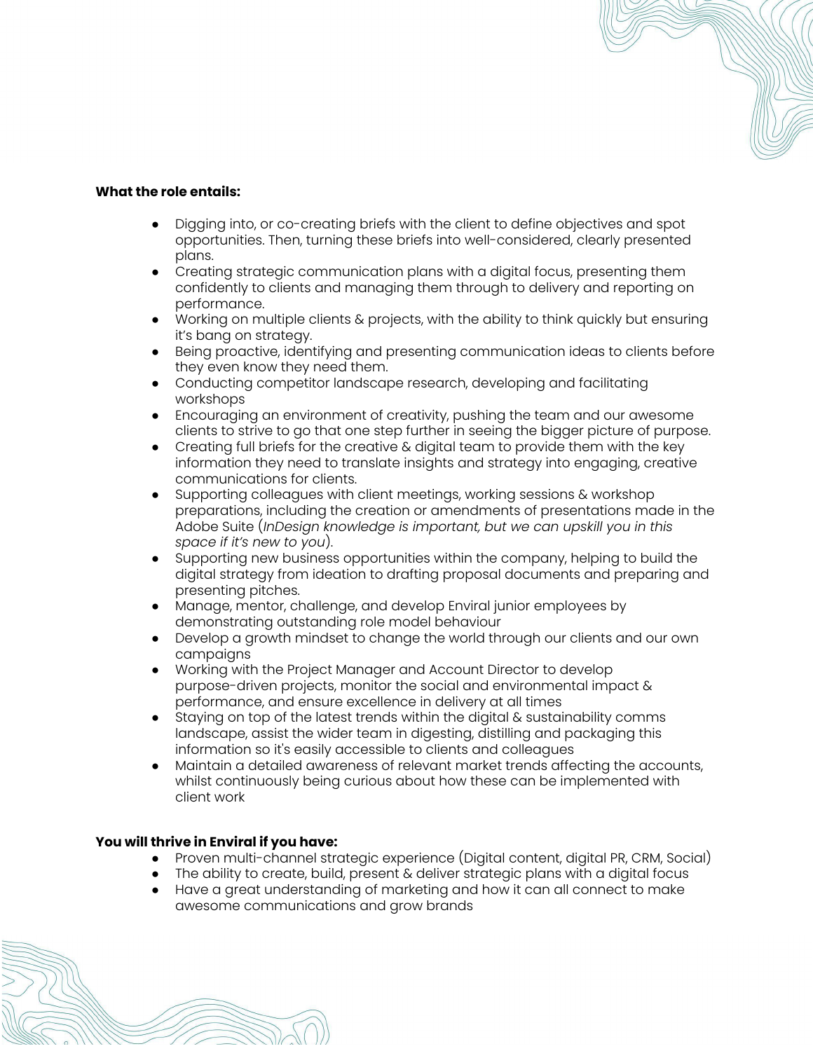**What the role entails:**

- Digging into, or co-creating briefs with the client to define objectives and spot opportunities. Then, turning these briefs into well-considered, clearly presented plans.
- Creating strategic communication plans with a digital focus, presenting them confidently to clients and managing them through to delivery and reporting on performance.
- Working on multiple clients & projects, with the ability to think quickly but ensuring it's bang on strategy.
- Being proactive, identifying and presenting communication ideas to clients before they even know they need them.
- Conducting competitor landscape research, developing and facilitating workshops
- Encouraging an environment of creativity, pushing the team and our awesome clients to strive to go that one step further in seeing the bigger picture of purpose.
- Creating full briefs for the creative & digital team to provide them with the key information they need to translate insights and strategy into engaging, creative communications for clients.
- Supporting colleagues with client meetings, working sessions & workshop preparations, including the creation or amendments of presentations made in the Adobe Suite (*InDesign knowledge is important, but we can upskill you in this space if it's new to you*).
- Supporting new business opportunities within the company, helping to build the digital strategy from ideation to drafting proposal documents and preparing and presenting pitches.
- Manage, mentor, challenge, and develop Enviral junior employees by demonstrating outstanding role model behaviour
- Develop a growth mindset to change the world through our clients and our own campaigns
- Working with the Project Manager and Account Director to develop purpose-driven projects, monitor the social and environmental impact & performance, and ensure excellence in delivery at all times
- Staying on top of the latest trends within the digital & sustainability comms landscape, assist the wider team in digesting, distilling and packaging this information so it's easily accessible to clients and colleagues
- Maintain a detailed awareness of relevant market trends affecting the accounts, whilst continuously being curious about how these can be implemented with client work

**You will thrive in Enviral if you have:**

- Proven multi-channel strategic experience (Digital content, digital PR, CRM, Social)
- The ability to create, build, present & deliver strategic plans with a digital focus
- Have a great understanding of marketing and how it can all connect to make awesome communications and grow brands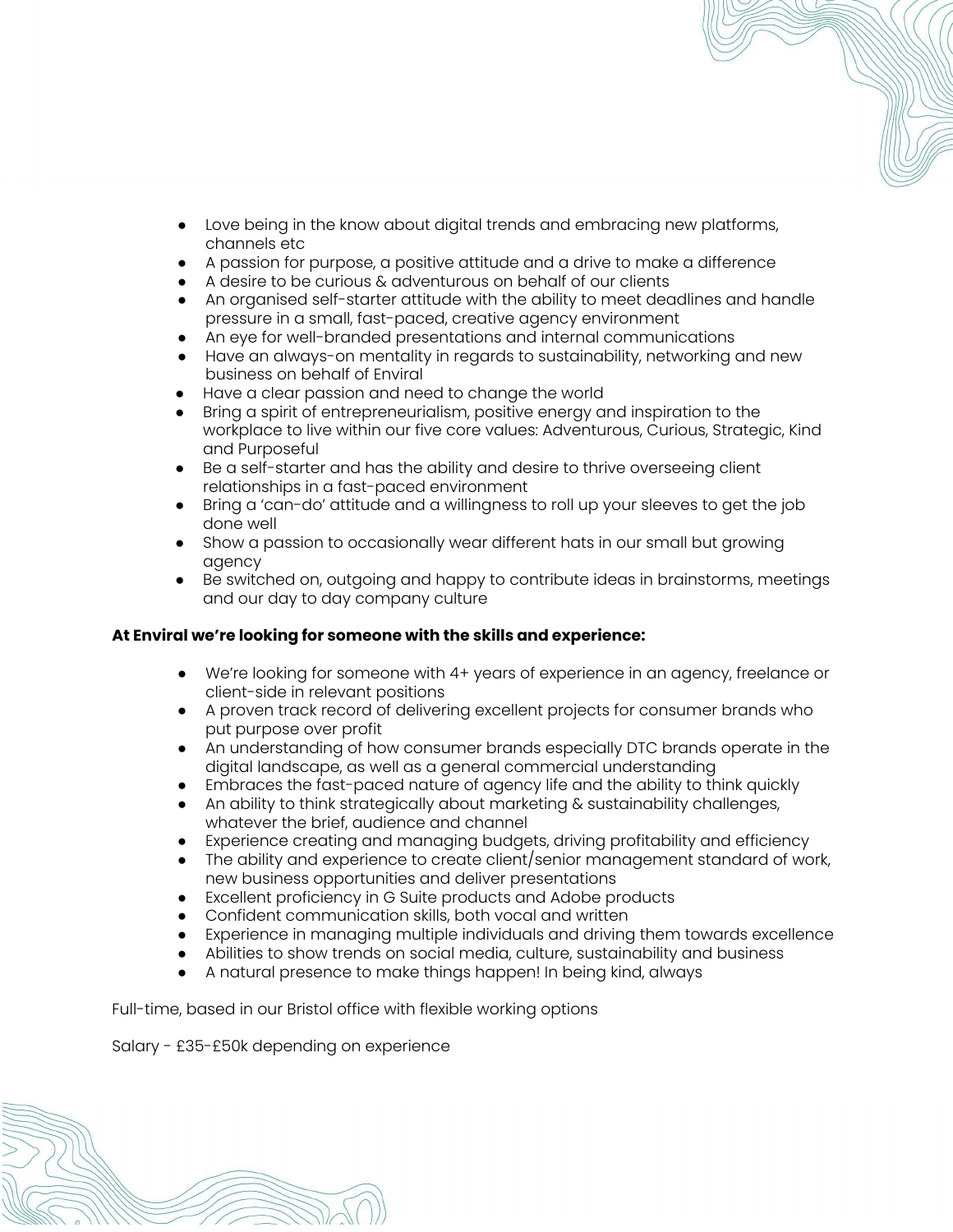- Love being in the know about digital trends and embracing new platforms, channels etc
- A passion for purpose, a positive attitude and a drive to make a difference
- A desire to be curious & adventurous on behalf of our clients
- An organised self-starter attitude with the ability to meet deadlines and handle pressure in a small, fast-paced, creative agency environment
- An eye for well-branded presentations and internal communications
- Have an always-on mentality in regards to sustainability, networking and new business on behalf of Enviral
- Have a clear passion and need to change the world
- Bring a spirit of entrepreneurialism, positive energy and inspiration to the workplace to live within our five core values: Adventurous, Curious, Strategic, Kind and Purposeful
- Be a self-starter and has the ability and desire to thrive overseeing client relationships in a fast-paced environment
- Bring a 'can-do' attitude and a willingness to roll up your sleeves to get the job done well
- Show a passion to occasionally wear different hats in our small but growing agency
- Be switched on, outgoing and happy to contribute ideas in brainstorms, meetings and our day to day company culture

**At Enviral we're looking for someone with the skills and experience:**

- We're looking for someone with 4+ years of experience in an agency, freelance or client-side in relevant positions
- A proven track record of delivering excellent projects for consumer brands who put purpose over profit
- An understanding of how consumer brands especially DTC brands operate in the digital landscape, as well as a general commercial understanding
- Embraces the fast-paced nature of agency life and the ability to think quickly
- An ability to think strategically about marketing & sustainability challenges, whatever the brief, audience and channel
- Experience creating and managing budgets, driving profitability and efficiency
- The ability and experience to create client/senior management standard of work, new business opportunities and deliver presentations
- Excellent proficiency in G Suite products and Adobe products
- Confident communication skills, both vocal and written
- Experience in managing multiple individuals and driving them towards excellence
- Abilities to show trends on social media, culture, sustainability and business
- A natural presence to make things happen! In being kind, always

Full-time, based in our Bristol office with flexible working options

Salary - £35-£50k depending on experience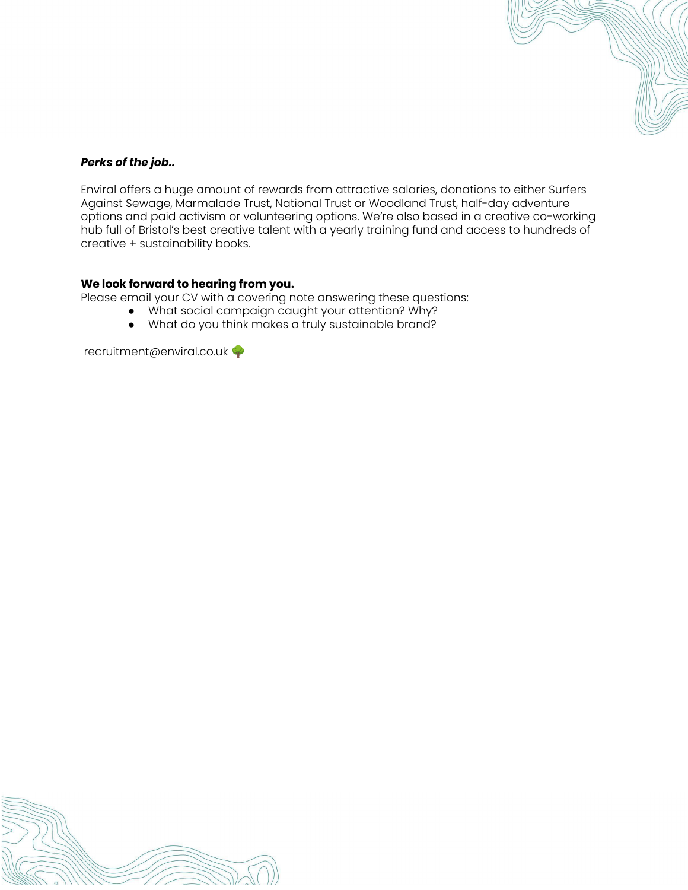***Perks of the job..***

Enviral offers a huge amount of rewards from attractive salaries, donations to either Surfers Against Sewage, Marmalade Trust, National Trust or Woodland Trust, half-day adventure options and paid activism or volunteering options. We're also based in a creative co-working hub full of Bristol's best creative talent with a yearly training fund and access to hundreds of creative + sustainability books.

**We look forward to hearing from you.**

Please email your CV with a covering note answering these questions:

- What social campaign caught your attention? Why?
- What do you think makes a truly sustainable brand?

recruitment@enviral.co.uk 🌳